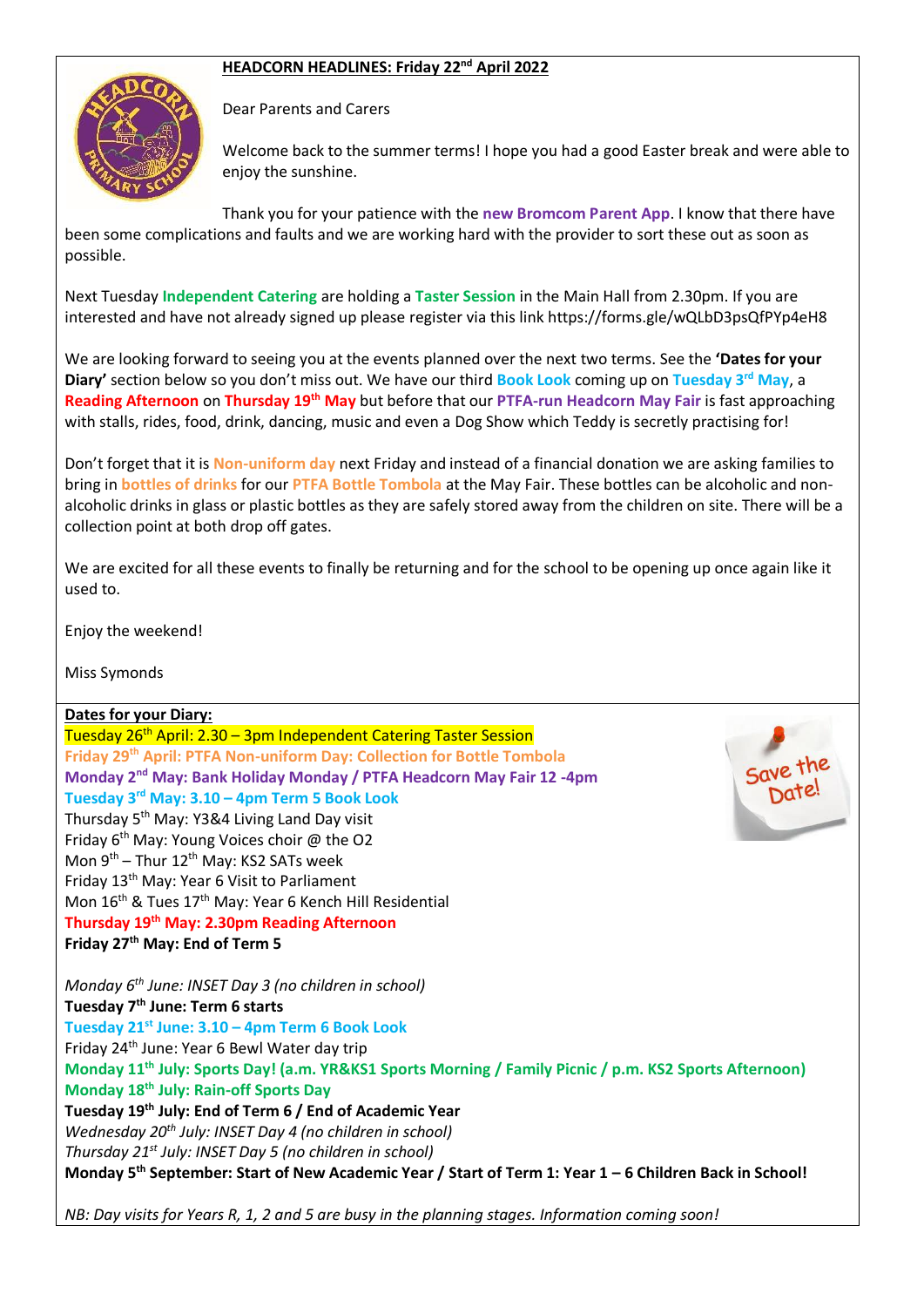**HEADCORN HEADLINES: Friday 22nd April 2022**

Dear Parents and Carers

Welcome back to the summer terms! I hope you had a good Easter break and were able to enjoy the sunshine.

Thank you for your patience with the **new Bromcom Parent App**. I know that there have been some complications and faults and we are working hard with the provider to sort these out as soon as possible.

Next Tuesday **Independent Catering** are holding a **Taster Session** in the Main Hall from 2.30pm. If you are interested and have not already signed up please register via this link https://forms.gle/wQLbD3psQfPYp4eH8

We are looking forward to seeing you at the events planned over the next two terms. See the **'Dates for your Diary'** section below so you don't miss out. We have our third **Book Look** coming up on **Tuesday 3rd May**, a **Reading Afternoon** on **Thursday 19th May** but before that our **PTFA-run Headcorn May Fair** is fast approaching with stalls, rides, food, drink, dancing, music and even a Dog Show which Teddy is secretly practising for!

Don't forget that it is **Non-uniform day** next Friday and instead of a financial donation we are asking families to bring in **bottles of drinks** for our **PTFA Bottle Tombola** at the May Fair. These bottles can be alcoholic and non-alcoholic drinks in glass or plastic bottles as they are safely stored away from the children on site. There will be a collection point at both drop off gates.

We are excited for all these events to finally be returning and for the school to be opening up once again like it used to.

Enjoy the weekend!

Miss Symonds

**Dates for your Diary:**

Tuesday 26th April: 2.30 – 3pm Independent Catering Taster Session
**Friday 29th April: PTFA Non-uniform Day: Collection for Bottle Tombola**
**Monday 2nd May: Bank Holiday Monday / PTFA Headcorn May Fair 12 -4pm**
**Tuesday 3rd May: 3.10 – 4pm Term 5 Book Look**
Thursday 5th May: Y3&4 Living Land Day visit
Friday 6th May: Young Voices choir @ the O2
Mon 9th – Thur 12th May: KS2 SATs week
Friday 13th May: Year 6 Visit to Parliament
Mon 16th & Tues 17th May: Year 6 Kench Hill Residential
**Thursday 19th May: 2.30pm Reading Afternoon**
**Friday 27th May: End of Term 5**

*Monday 6th June: INSET Day 3 (no children in school)*
**Tuesday 7th June: Term 6 starts**
**Tuesday 21st June: 3.10 – 4pm Term 6 Book Look**
Friday 24th June: Year 6 Bewl Water day trip
**Monday 11th July: Sports Day! (a.m. YR&KS1 Sports Morning / Family Picnic / p.m. KS2 Sports Afternoon)**
**Monday 18th July: Rain-off Sports Day**
**Tuesday 19th July: End of Term 6 / End of Academic Year**
*Wednesday 20th July: INSET Day 4 (no children in school)*
*Thursday 21st July: INSET Day 5 (no children in school)*
**Monday 5th September: Start of New Academic Year / Start of Term 1: Year 1 – 6 Children Back in School!**

*NB: Day visits for Years R, 1, 2 and 5 are busy in the planning stages. Information coming soon!*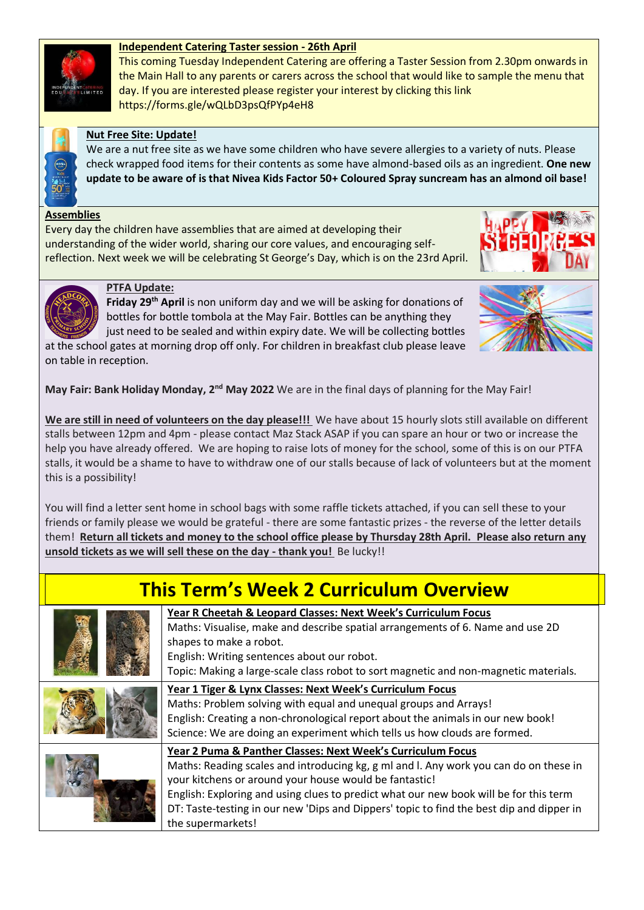**Independent Catering Taster session - 26th April**

This coming Tuesday Independent Catering are offering a Taster Session from 2.30pm onwards in the Main Hall to any parents or carers across the school that would like to sample the menu that day. If you are interested please register your interest by clicking this link https://forms.gle/wQLbD3psQfPYp4eH8

**Nut Free Site: Update!**

We are a nut free site as we have some children who have severe allergies to a variety of nuts. Please check wrapped food items for their contents as some have almond-based oils as an ingredient. **One new update to be aware of is that Nivea Kids Factor 50+ Coloured Spray suncream has an almond oil base!**

**Assemblies**

Every day the children have assemblies that are aimed at developing their understanding of the wider world, sharing our core values, and encouraging self-reflection. Next week we will be celebrating St George's Day, which is on the 23rd April.

**PTFA Update:**

**Friday 29th April** is non uniform day and we will be asking for donations of bottles for bottle tombola at the May Fair. Bottles can be anything they just need to be sealed and within expiry date. We will be collecting bottles at the school gates at morning drop off only. For children in breakfast club please leave on table in reception.

**May Fair: Bank Holiday Monday, 2nd May 2022** We are in the final days of planning for the May Fair!

**We are still in need of volunteers on the day please!!!** We have about 15 hourly slots still available on different stalls between 12pm and 4pm - please contact Maz Stack ASAP if you can spare an hour or two or increase the help you have already offered. We are hoping to raise lots of money for the school, some of this is on our PTFA stalls, it would be a shame to have to withdraw one of our stalls because of lack of volunteers but at the moment this is a possibility!

You will find a letter sent home in school bags with some raffle tickets attached, if you can sell these to your friends or family please we would be grateful - there are some fantastic prizes - the reverse of the letter details them! **Return all tickets and money to the school office please by Thursday 28th April. Please also return any unsold tickets as we will sell these on the day - thank you!** Be lucky!!

# This Term's Week 2 Curriculum Overview

**Year R Cheetah & Leopard Classes: Next Week's Curriculum Focus**

Maths: Visualise, make and describe spatial arrangements of 6. Name and use 2D shapes to make a robot.

English: Writing sentences about our robot.

Topic: Making a large-scale class robot to sort magnetic and non-magnetic materials.

**Year 1 Tiger & Lynx Classes: Next Week's Curriculum Focus**

Maths: Problem solving with equal and unequal groups and Arrays!

English: Creating a non-chronological report about the animals in our new book!

Science: We are doing an experiment which tells us how clouds are formed.

**Year 2 Puma & Panther Classes: Next Week's Curriculum Focus**

Maths: Reading scales and introducing kg, g ml and l. Any work you can do on these in your kitchens or around your house would be fantastic!

English: Exploring and using clues to predict what our new book will be for this term

DT: Taste-testing in our new 'Dips and Dippers' topic to find the best dip and dipper in the supermarkets!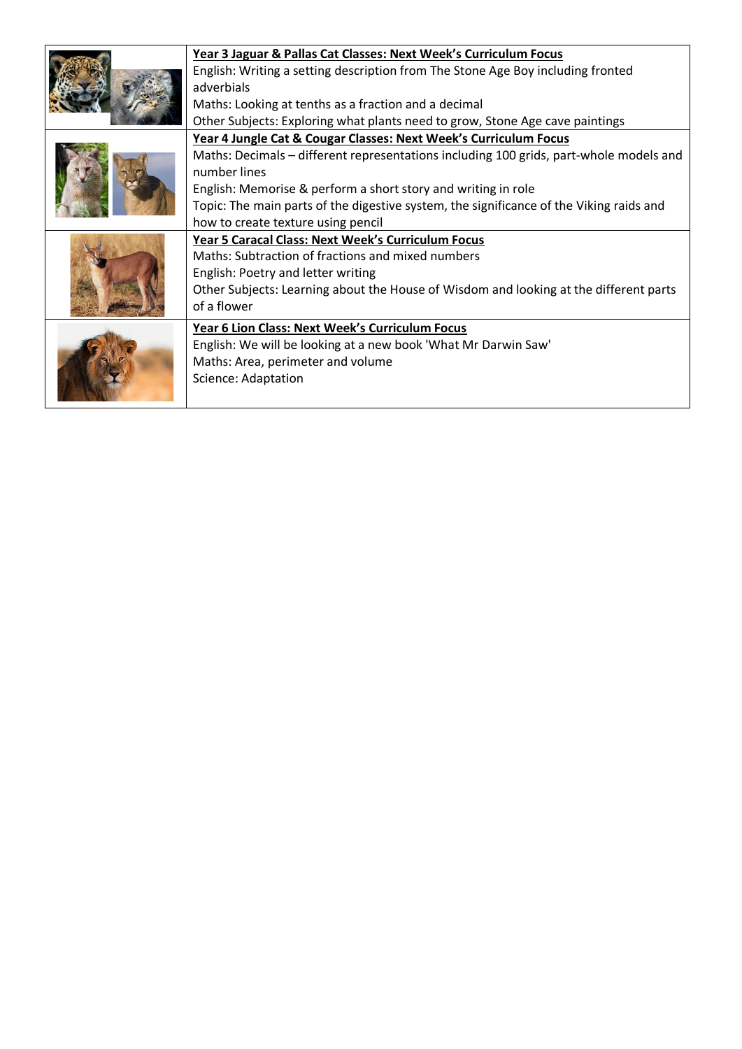| | |
|---|---|
| | **Year 3 Jaguar & Pallas Cat Classes: Next Week's Curriculum Focus**<br>English: Writing a setting description from The Stone Age Boy including fronted adverbials<br>Maths: Looking at tenths as a fraction and a decimal<br>Other Subjects: Exploring what plants need to grow, Stone Age cave paintings |
| | **Year 4 Jungle Cat & Cougar Classes: Next Week's Curriculum Focus**<br>Maths: Decimals – different representations including 100 grids, part-whole models and number lines<br>English: Memorise & perform a short story and writing in role<br>Topic: The main parts of the digestive system, the significance of the Viking raids and how to create texture using pencil |
| | **Year 5 Caracal Class: Next Week's Curriculum Focus**<br>Maths: Subtraction of fractions and mixed numbers<br>English: Poetry and letter writing<br>Other Subjects: Learning about the House of Wisdom and looking at the different parts of a flower |
| | **Year 6 Lion Class: Next Week's Curriculum Focus**<br>English: We will be looking at a new book 'What Mr Darwin Saw'<br>Maths: Area, perimeter and volume<br>Science: Adaptation |